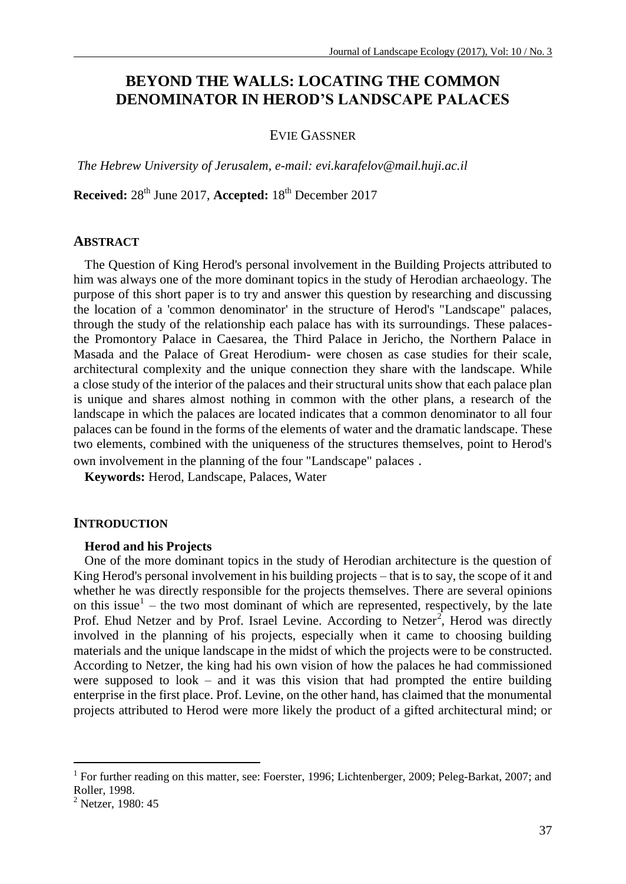# BEYOND THE WALLS: LOCATING THE COMMON DENOMINATOR IN HEROD'S LANDSCAPE PALACES

EVIE GASSNER

*The Hebrew University of Jerusalem, e-mail: evi.karafelov@mail.huji.ac.il*

**Received:** 28th June 2017, **Accepted:** 18th December 2017

## ABSTRACT

The Question of King Herod's personal involvement in the Building Projects attributed to him was always one of the more dominant topics in the study of Herodian archaeology. The purpose of this short paper is to try and answer this question by researching and discussing the location of a 'common denominator' in the structure of Herod's "Landscape" palaces, through the study of the relationship each palace has with its surroundings. These palaces- the Promontory Palace in Caesarea, the Third Palace in Jericho, the Northern Palace in Masada and the Palace of Great Herodium- were chosen as case studies for their scale, architectural complexity and the unique connection they share with the landscape. While a close study of the interior of the palaces and their structural units show that each palace plan is unique and shares almost nothing in common with the other plans, a research of the landscape in which the palaces are located indicates that a common denominator to all four palaces can be found in the forms of the elements of water and the dramatic landscape. These two elements, combined with the uniqueness of the structures themselves, point to Herod's own involvement in the planning of the four "Landscape" palaces .

**Keywords:** Herod, Landscape, Palaces, Water

## INTRODUCTION

### Herod and his Projects

One of the more dominant topics in the study of Herodian architecture is the question of King Herod's personal involvement in his building projects – that is to say, the scope of it and whether he was directly responsible for the projects themselves. There are several opinions on this issue[1] – the two most dominant of which are represented, respectively, by the late Prof. Ehud Netzer and by Prof. Israel Levine. According to Netzer[2], Herod was directly involved in the planning of his projects, especially when it came to choosing building materials and the unique landscape in the midst of which the projects were to be constructed. According to Netzer, the king had his own vision of how the palaces he had commissioned were supposed to look – and it was this vision that had prompted the entire building enterprise in the first place. Prof. Levine, on the other hand, has claimed that the monumental projects attributed to Herod were more likely the product of a gifted architectural mind; or

---

[1] For further reading on this matter, see: Foerster, 1996; Lichtenberger, 2009; Peleg-Barkat, 2007; and Roller, 1998.

[2] Netzer, 1980: 45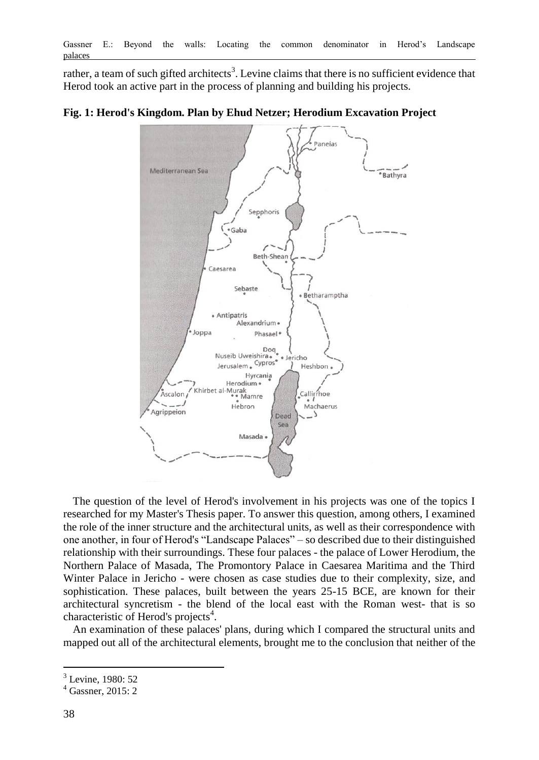rather, a team of such gifted architects[3]. Levine claims that there is no sufficient evidence that Herod took an active part in the process of planning and building his projects.

**Fig. 1: Herod's Kingdom. Plan by Ehud Netzer; Herodium Excavation Project**

The question of the level of Herod's involvement in his projects was one of the topics I researched for my Master's Thesis paper. To answer this question, among others, I examined the role of the inner structure and the architectural units, as well as their correspondence with one another, in four of Herod's "Landscape Palaces" – so described due to their distinguished relationship with their surroundings. These four palaces - the palace of Lower Herodium, the Northern Palace of Masada, The Promontory Palace in Caesarea Maritima and the Third Winter Palace in Jericho - were chosen as case studies due to their complexity, size, and sophistication. These palaces, built between the years 25-15 BCE, are known for their architectural syncretism - the blend of the local east with the Roman west- that is so characteristic of Herod's projects[4].

An examination of these palaces' plans, during which I compared the structural units and mapped out all of the architectural elements, brought me to the conclusion that neither of the

[3] Levine, 1980: 52

[4] Gassner, 2015: 2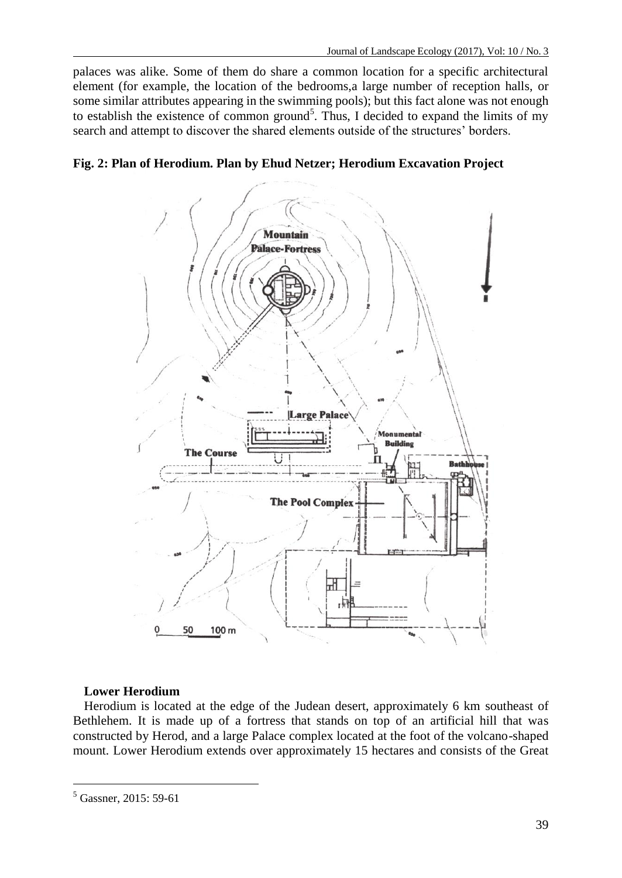palaces was alike. Some of them do share a common location for a specific architectural element (for example, the location of the bedrooms,a large number of reception halls, or some similar attributes appearing in the swimming pools); but this fact alone was not enough to establish the existence of common ground[5]. Thus, I decided to expand the limits of my search and attempt to discover the shared elements outside of the structures' borders.

**Fig. 2: Plan of Herodium. Plan by Ehud Netzer; Herodium Excavation Project**

### Lower Herodium

Herodium is located at the edge of the Judean desert, approximately 6 km southeast of Bethlehem. It is made up of a fortress that stands on top of an artificial hill that was constructed by Herod, and a large Palace complex located at the foot of the volcano-shaped mount. Lower Herodium extends over approximately 15 hectares and consists of the Great

---

[5] Gassner, 2015: 59-61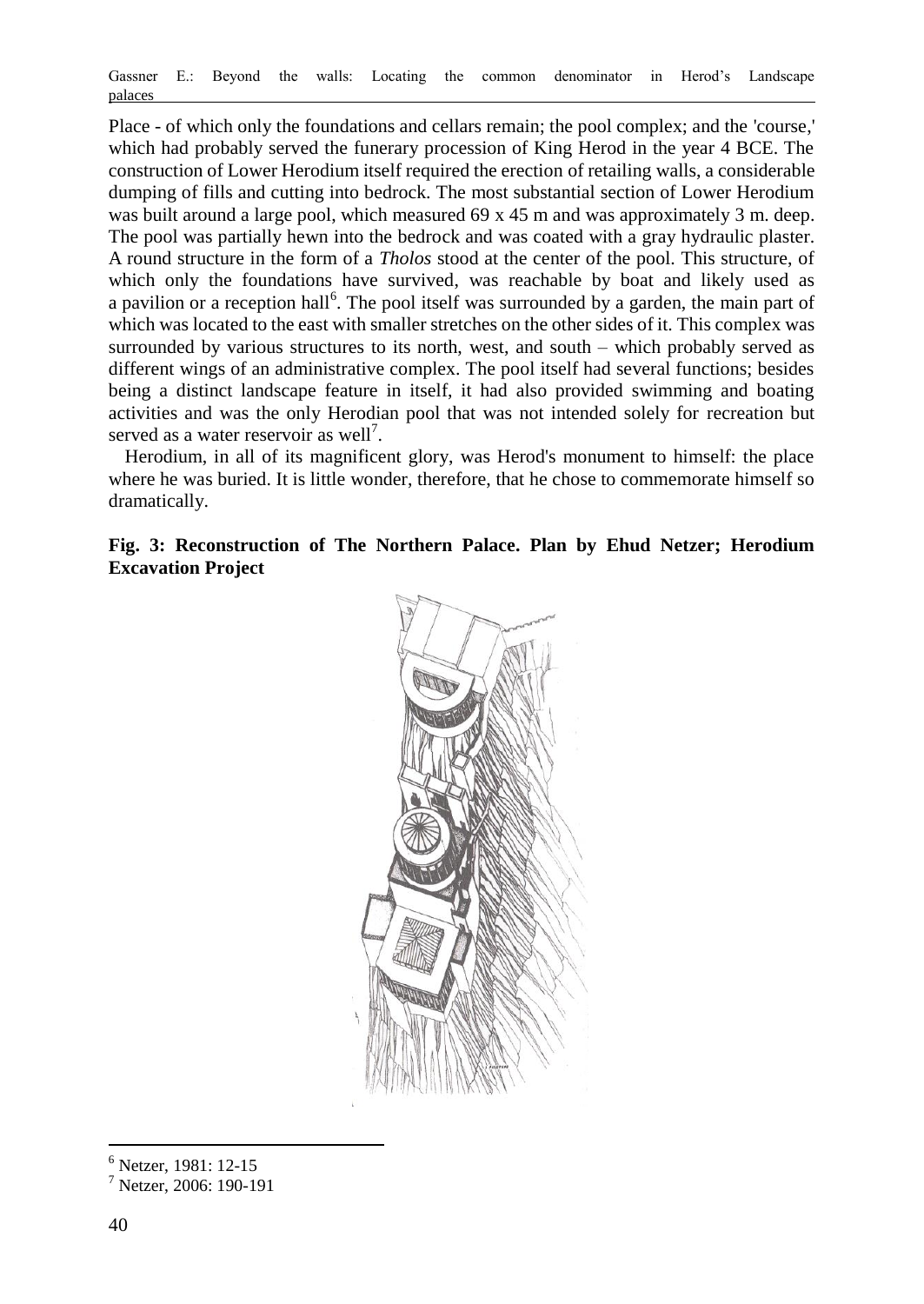Place - of which only the foundations and cellars remain; the pool complex; and the 'course,' which had probably served the funerary procession of King Herod in the year 4 BCE. The construction of Lower Herodium itself required the erection of retailing walls, a considerable dumping of fills and cutting into bedrock. The most substantial section of Lower Herodium was built around a large pool, which measured 69 x 45 m and was approximately 3 m. deep. The pool was partially hewn into the bedrock and was coated with a gray hydraulic plaster. A round structure in the form of a *Tholos* stood at the center of the pool. This structure, of which only the foundations have survived, was reachable by boat and likely used as a pavilion or a reception hall[6]. The pool itself was surrounded by a garden, the main part of which was located to the east with smaller stretches on the other sides of it. This complex was surrounded by various structures to its north, west, and south – which probably served as different wings of an administrative complex. The pool itself had several functions; besides being a distinct landscape feature in itself, it had also provided swimming and boating activities and was the only Herodian pool that was not intended solely for recreation but served as a water reservoir as well[7].

Herodium, in all of its magnificent glory, was Herod's monument to himself: the place where he was buried. It is little wonder, therefore, that he chose to commemorate himself so dramatically.

**Fig. 3: Reconstruction of The Northern Palace. Plan by Ehud Netzer; Herodium Excavation Project**

[6] Netzer, 1981: 12-15

[7] Netzer, 2006: 190-191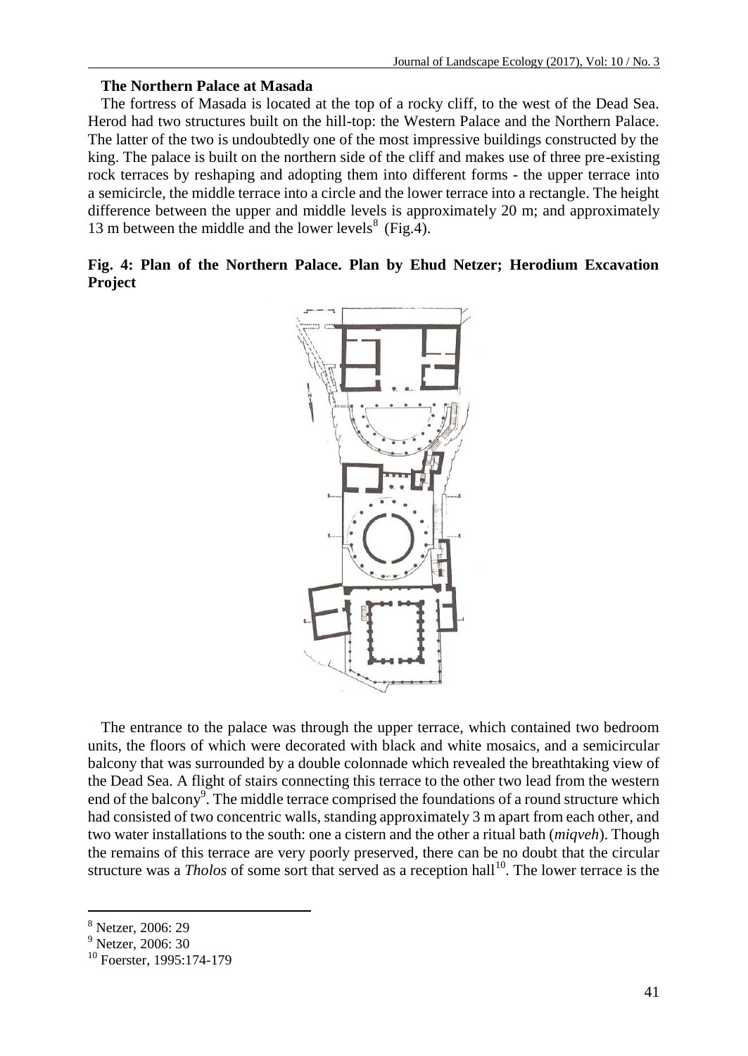**The Northern Palace at Masada**

The fortress of Masada is located at the top of a rocky cliff, to the west of the Dead Sea. Herod had two structures built on the hill-top: the Western Palace and the Northern Palace. The latter of the two is undoubtedly one of the most impressive buildings constructed by the king. The palace is built on the northern side of the cliff and makes use of three pre-existing rock terraces by reshaping and adopting them into different forms - the upper terrace into a semicircle, the middle terrace into a circle and the lower terrace into a rectangle. The height difference between the upper and middle levels is approximately 20 m; and approximately 13 m between the middle and the lower levels[8] (Fig.4).

**Fig. 4: Plan of the Northern Palace. Plan by Ehud Netzer; Herodium Excavation Project**

The entrance to the palace was through the upper terrace, which contained two bedroom units, the floors of which were decorated with black and white mosaics, and a semicircular balcony that was surrounded by a double colonnade which revealed the breathtaking view of the Dead Sea. A flight of stairs connecting this terrace to the other two lead from the western end of the balcony[9]. The middle terrace comprised the foundations of a round structure which had consisted of two concentric walls, standing approximately 3 m apart from each other, and two water installations to the south: one a cistern and the other a ritual bath (*miqveh*). Though the remains of this terrace are very poorly preserved, there can be no doubt that the circular structure was a *Tholos* of some sort that served as a reception hall[10]. The lower terrace is the

---

[8] Netzer, 2006: 29

[9] Netzer, 2006: 30

[10] Foerster, 1995:174-179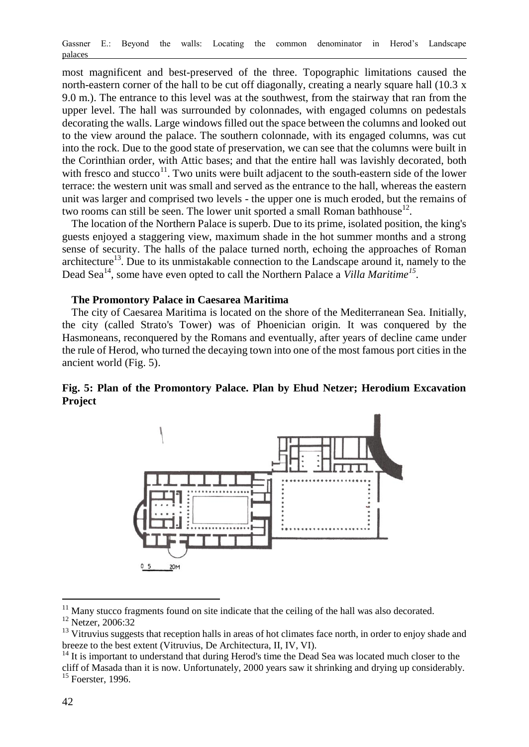most magnificent and best-preserved of the three. Topographic limitations caused the north-eastern corner of the hall to be cut off diagonally, creating a nearly square hall (10.3 x 9.0 m.). The entrance to this level was at the southwest, from the stairway that ran from the upper level. The hall was surrounded by colonnades, with engaged columns on pedestals decorating the walls. Large windows filled out the space between the columns and looked out to the view around the palace. The southern colonnade, with its engaged columns, was cut into the rock. Due to the good state of preservation, we can see that the columns were built in the Corinthian order, with Attic bases; and that the entire hall was lavishly decorated, both with fresco and stucco[11]. Two units were built adjacent to the south-eastern side of the lower terrace: the western unit was small and served as the entrance to the hall, whereas the eastern unit was larger and comprised two levels - the upper one is much eroded, but the remains of two rooms can still be seen. The lower unit sported a small Roman bathhouse[12].

The location of the Northern Palace is superb. Due to its prime, isolated position, the king's guests enjoyed a staggering view, maximum shade in the hot summer months and a strong sense of security. The halls of the palace turned north, echoing the approaches of Roman architecture[13]. Due to its unmistakable connection to the Landscape around it, namely to the Dead Sea[14], some have even opted to call the Northern Palace a *Villa Maritime*[15].

**The Promontory Palace in Caesarea Maritima**

The city of Caesarea Maritima is located on the shore of the Mediterranean Sea. Initially, the city (called Strato's Tower) was of Phoenician origin. It was conquered by the Hasmoneans, reconquered by the Romans and eventually, after years of decline came under the rule of Herod, who turned the decaying town into one of the most famous port cities in the ancient world (Fig. 5).

**Fig. 5: Plan of the Promontory Palace. Plan by Ehud Netzer; Herodium Excavation Project**

[11] Many stucco fragments found on site indicate that the ceiling of the hall was also decorated.

[12] Netzer, 2006:32

[13] Vitruvius suggests that reception halls in areas of hot climates face north, in order to enjoy shade and breeze to the best extent (Vitruvius, De Architectura, II, IV, VI).

[14] It is important to understand that during Herod's time the Dead Sea was located much closer to the cliff of Masada than it is now. Unfortunately, 2000 years saw it shrinking and drying up considerably.

[15] Foerster, 1996.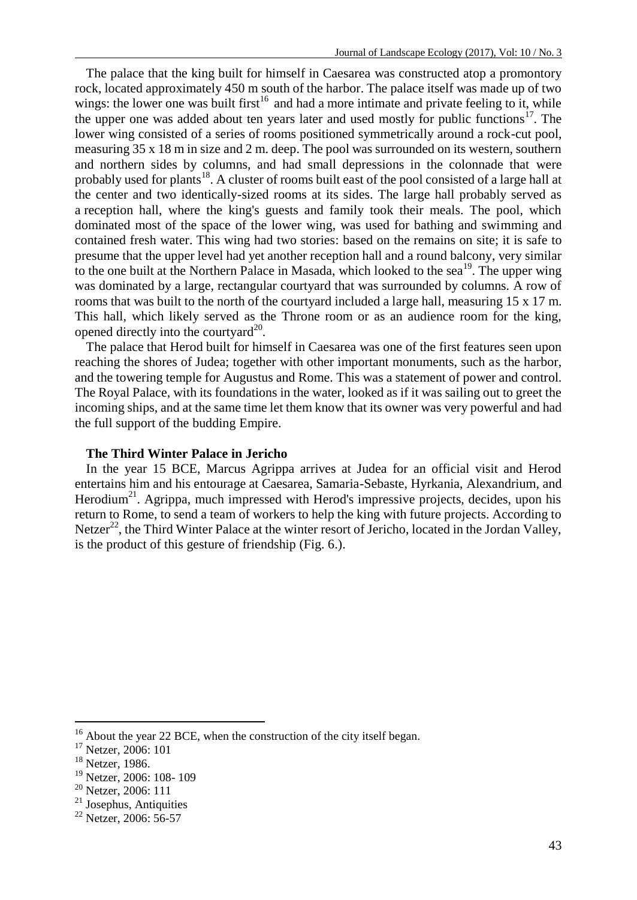The palace that the king built for himself in Caesarea was constructed atop a promontory rock, located approximately 450 m south of the harbor. The palace itself was made up of two wings: the lower one was built first[16] and had a more intimate and private feeling to it, while the upper one was added about ten years later and used mostly for public functions[17]. The lower wing consisted of a series of rooms positioned symmetrically around a rock-cut pool, measuring 35 x 18 m in size and 2 m. deep. The pool was surrounded on its western, southern and northern sides by columns, and had small depressions in the colonnade that were probably used for plants[18]. A cluster of rooms built east of the pool consisted of a large hall at the center and two identically-sized rooms at its sides. The large hall probably served as a reception hall, where the king's guests and family took their meals. The pool, which dominated most of the space of the lower wing, was used for bathing and swimming and contained fresh water. This wing had two stories: based on the remains on site; it is safe to presume that the upper level had yet another reception hall and a round balcony, very similar to the one built at the Northern Palace in Masada, which looked to the sea[19]. The upper wing was dominated by a large, rectangular courtyard that was surrounded by columns. A row of rooms that was built to the north of the courtyard included a large hall, measuring 15 x 17 m. This hall, which likely served as the Throne room or as an audience room for the king, opened directly into the courtyard[20].

The palace that Herod built for himself in Caesarea was one of the first features seen upon reaching the shores of Judea; together with other important monuments, such as the harbor, and the towering temple for Augustus and Rome. This was a statement of power and control. The Royal Palace, with its foundations in the water, looked as if it was sailing out to greet the incoming ships, and at the same time let them know that its owner was very powerful and had the full support of the budding Empire.

**The Third Winter Palace in Jericho**

In the year 15 BCE, Marcus Agrippa arrives at Judea for an official visit and Herod entertains him and his entourage at Caesarea, Samaria-Sebaste, Hyrkania, Alexandrium, and Herodium[21]. Agrippa, much impressed with Herod's impressive projects, decides, upon his return to Rome, to send a team of workers to help the king with future projects. According to Netzer[22], the Third Winter Palace at the winter resort of Jericho, located in the Jordan Valley, is the product of this gesture of friendship (Fig. 6.).

---

[16] About the year 22 BCE, when the construction of the city itself began.

[17] Netzer, 2006: 101

[18] Netzer, 1986.

[19] Netzer, 2006: 108- 109

[20] Netzer, 2006: 111

[21] Josephus, Antiquities

[22] Netzer, 2006: 56-57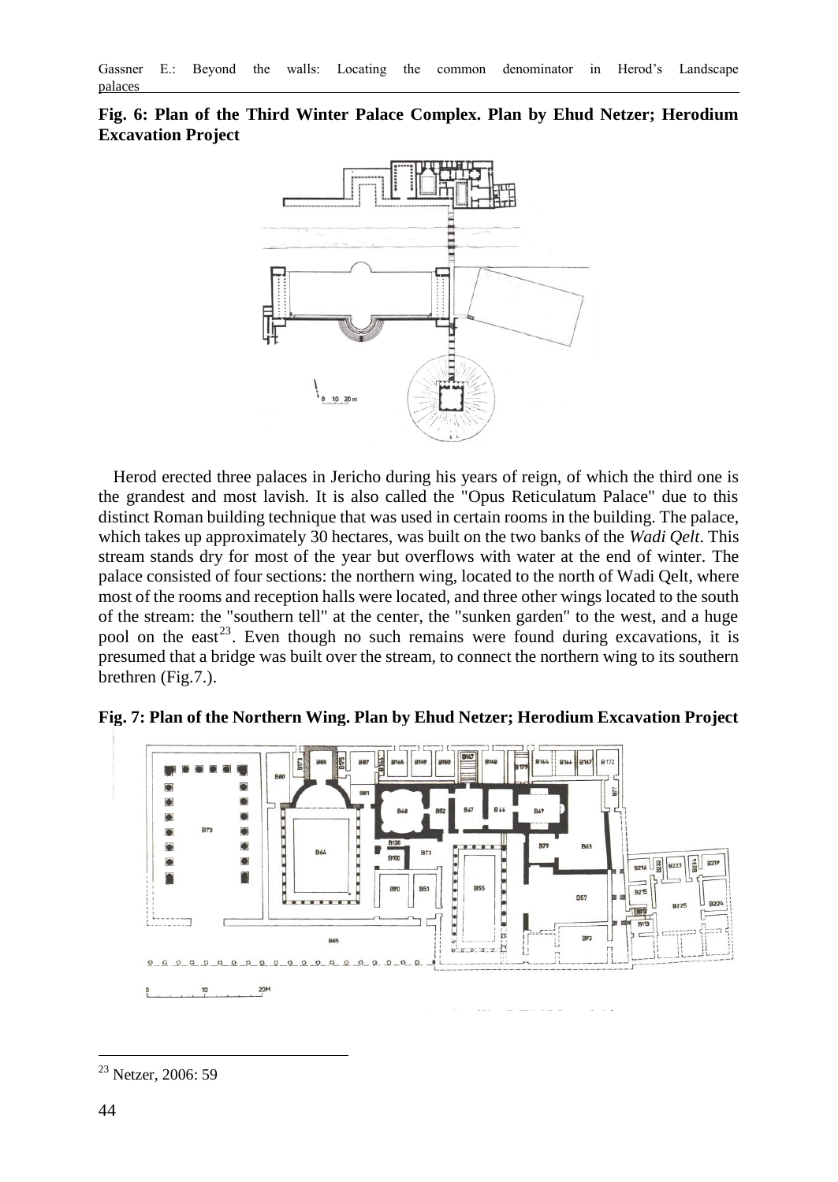**Fig. 6: Plan of the Third Winter Palace Complex. Plan by Ehud Netzer; Herodium Excavation Project**

Herod erected three palaces in Jericho during his years of reign, of which the third one is the grandest and most lavish. It is also called the "Opus Reticulatum Palace" due to this distinct Roman building technique that was used in certain rooms in the building. The palace, which takes up approximately 30 hectares, was built on the two banks of the *Wadi Qelt*. This stream stands dry for most of the year but overflows with water at the end of winter. The palace consisted of four sections: the northern wing, located to the north of Wadi Qelt, where most of the rooms and reception halls were located, and three other wings located to the south of the stream: the "southern tell" at the center, the "sunken garden" to the west, and a huge pool on the east[23]. Even though no such remains were found during excavations, it is presumed that a bridge was built over the stream, to connect the northern wing to its southern brethren (Fig.7.).

**Fig. 7: Plan of the Northern Wing. Plan by Ehud Netzer; Herodium Excavation Project**

---

[23] Netzer, 2006: 59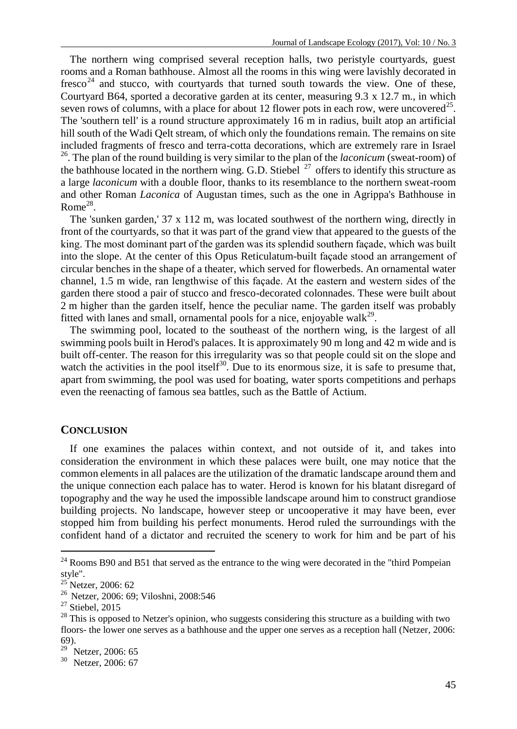The northern wing comprised several reception halls, two peristyle courtyards, guest rooms and a Roman bathhouse. Almost all the rooms in this wing were lavishly decorated in fresco[24] and stucco, with courtyards that turned south towards the view. One of these, Courtyard B64, sported a decorative garden at its center, measuring 9.3 x 12.7 m., in which seven rows of columns, with a place for about 12 flower pots in each row, were uncovered[25]. The 'southern tell' is a round structure approximately 16 m in radius, built atop an artificial hill south of the Wadi Qelt stream, of which only the foundations remain. The remains on site included fragments of fresco and terra-cotta decorations, which are extremely rare in Israel [26]. The plan of the round building is very similar to the plan of the *laconicum* (sweat-room) of the bathhouse located in the northern wing. G.D. Stiebel [27] offers to identify this structure as a large *laconicum* with a double floor, thanks to its resemblance to the northern sweat-room and other Roman *Laconica* of Augustan times, such as the one in Agrippa's Bathhouse in Rome[28].

The 'sunken garden,' 37 x 112 m, was located southwest of the northern wing, directly in front of the courtyards, so that it was part of the grand view that appeared to the guests of the king. The most dominant part of the garden was its splendid southern façade, which was built into the slope. At the center of this Opus Reticulatum-built façade stood an arrangement of circular benches in the shape of a theater, which served for flowerbeds. An ornamental water channel, 1.5 m wide, ran lengthwise of this façade. At the eastern and western sides of the garden there stood a pair of stucco and fresco-decorated colonnades. These were built about 2 m higher than the garden itself, hence the peculiar name. The garden itself was probably fitted with lanes and small, ornamental pools for a nice, enjoyable walk[29].

The swimming pool, located to the southeast of the northern wing, is the largest of all swimming pools built in Herod's palaces. It is approximately 90 m long and 42 m wide and is built off-center. The reason for this irregularity was so that people could sit on the slope and watch the activities in the pool itself[30]. Due to its enormous size, it is safe to presume that, apart from swimming, the pool was used for boating, water sports competitions and perhaps even the reenacting of famous sea battles, such as the Battle of Actium.

## CONCLUSION

If one examines the palaces within context, and not outside of it, and takes into consideration the environment in which these palaces were built, one may notice that the common elements in all palaces are the utilization of the dramatic landscape around them and the unique connection each palace has to water. Herod is known for his blatant disregard of topography and the way he used the impossible landscape around him to construct grandiose building projects. No landscape, however steep or uncooperative it may have been, ever stopped him from building his perfect monuments. Herod ruled the surroundings with the confident hand of a dictator and recruited the scenery to work for him and be part of his

---

[24] Rooms B90 and B51 that served as the entrance to the wing were decorated in the "third Pompeian style".

[25] Netzer, 2006: 62

[26] Netzer, 2006: 69; Viloshni, 2008:546

[27] Stiebel, 2015

[28] This is opposed to Netzer's opinion, who suggests considering this structure as a building with two floors- the lower one serves as a bathhouse and the upper one serves as a reception hall (Netzer, 2006: 69).

[29] Netzer, 2006: 65

[30] Netzer, 2006: 67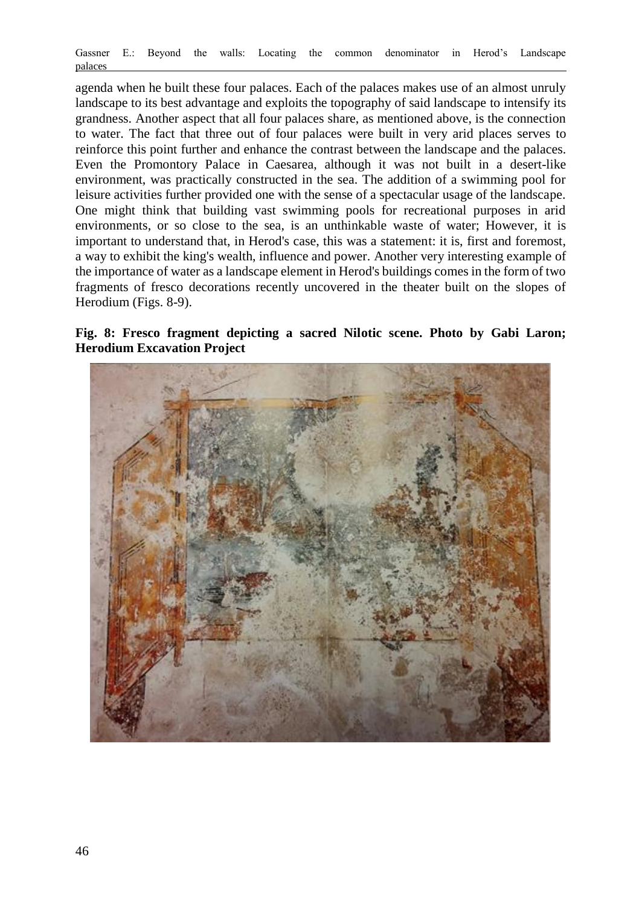agenda when he built these four palaces. Each of the palaces makes use of an almost unruly landscape to its best advantage and exploits the topography of said landscape to intensify its grandness. Another aspect that all four palaces share, as mentioned above, is the connection to water. The fact that three out of four palaces were built in very arid places serves to reinforce this point further and enhance the contrast between the landscape and the palaces. Even the Promontory Palace in Caesarea, although it was not built in a desert-like environment, was practically constructed in the sea. The addition of a swimming pool for leisure activities further provided one with the sense of a spectacular usage of the landscape. One might think that building vast swimming pools for recreational purposes in arid environments, or so close to the sea, is an unthinkable waste of water; However, it is important to understand that, in Herod's case, this was a statement: it is, first and foremost, a way to exhibit the king's wealth, influence and power. Another very interesting example of the importance of water as a landscape element in Herod's buildings comes in the form of two fragments of fresco decorations recently uncovered in the theater built on the slopes of Herodium (Figs. 8-9).

**Fig. 8: Fresco fragment depicting a sacred Nilotic scene. Photo by Gabi Laron; Herodium Excavation Project**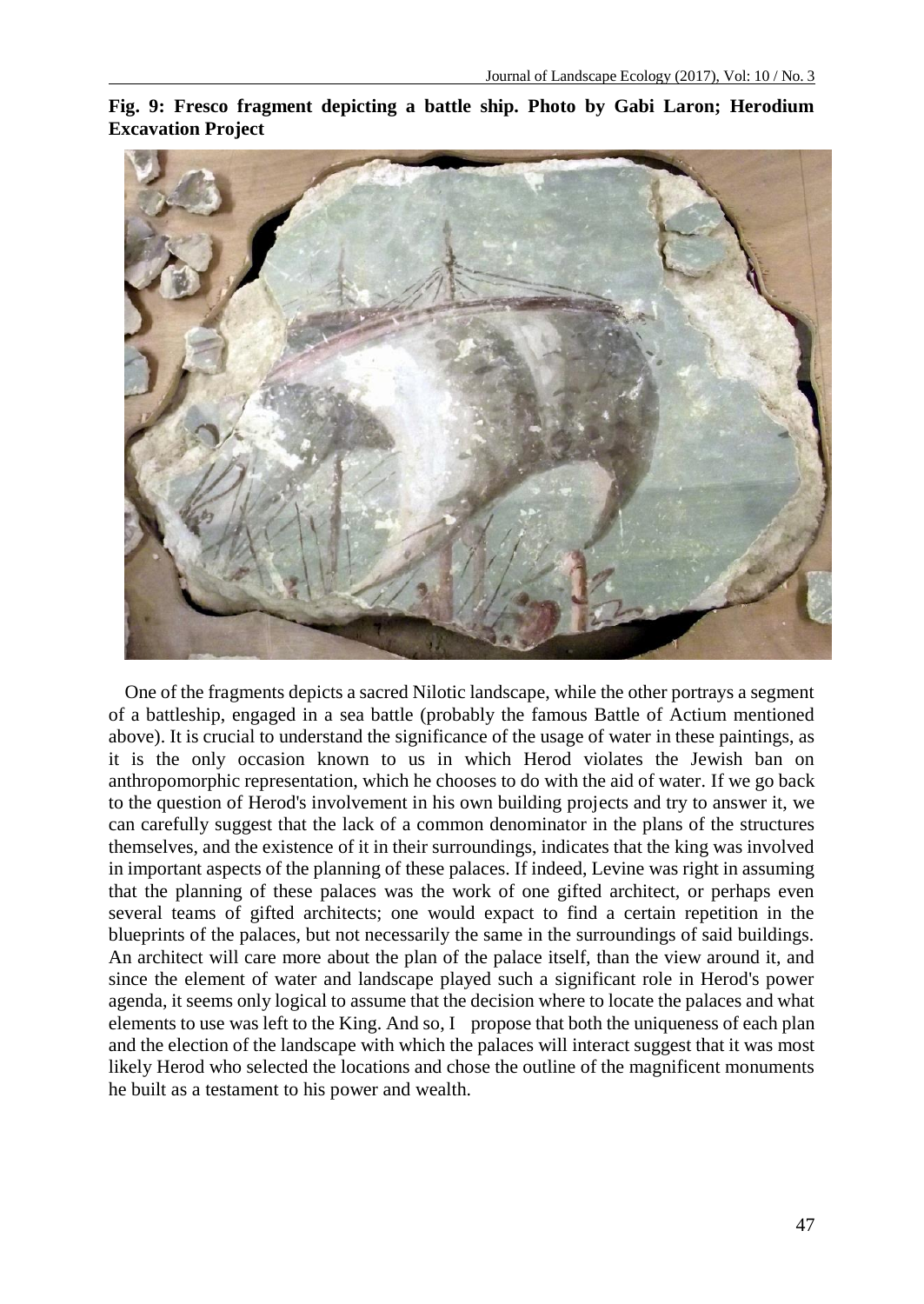**Fig. 9: Fresco fragment depicting a battle ship. Photo by Gabi Laron; Herodium Excavation Project**

One of the fragments depicts a sacred Nilotic landscape, while the other portrays a segment of a battleship, engaged in a sea battle (probably the famous Battle of Actium mentioned above). It is crucial to understand the significance of the usage of water in these paintings, as it is the only occasion known to us in which Herod violates the Jewish ban on anthropomorphic representation, which he chooses to do with the aid of water. If we go back to the question of Herod's involvement in his own building projects and try to answer it, we can carefully suggest that the lack of a common denominator in the plans of the structures themselves, and the existence of it in their surroundings, indicates that the king was involved in important aspects of the planning of these palaces. If indeed, Levine was right in assuming that the planning of these palaces was the work of one gifted architect, or perhaps even several teams of gifted architects; one would expact to find a certain repetition in the blueprints of the palaces, but not necessarily the same in the surroundings of said buildings. An architect will care more about the plan of the palace itself, than the view around it, and since the element of water and landscape played such a significant role in Herod's power agenda, it seems only logical to assume that the decision where to locate the palaces and what elements to use was left to the King. And so, I propose that both the uniqueness of each plan and the election of the landscape with which the palaces will interact suggest that it was most likely Herod who selected the locations and chose the outline of the magnificent monuments he built as a testament to his power and wealth.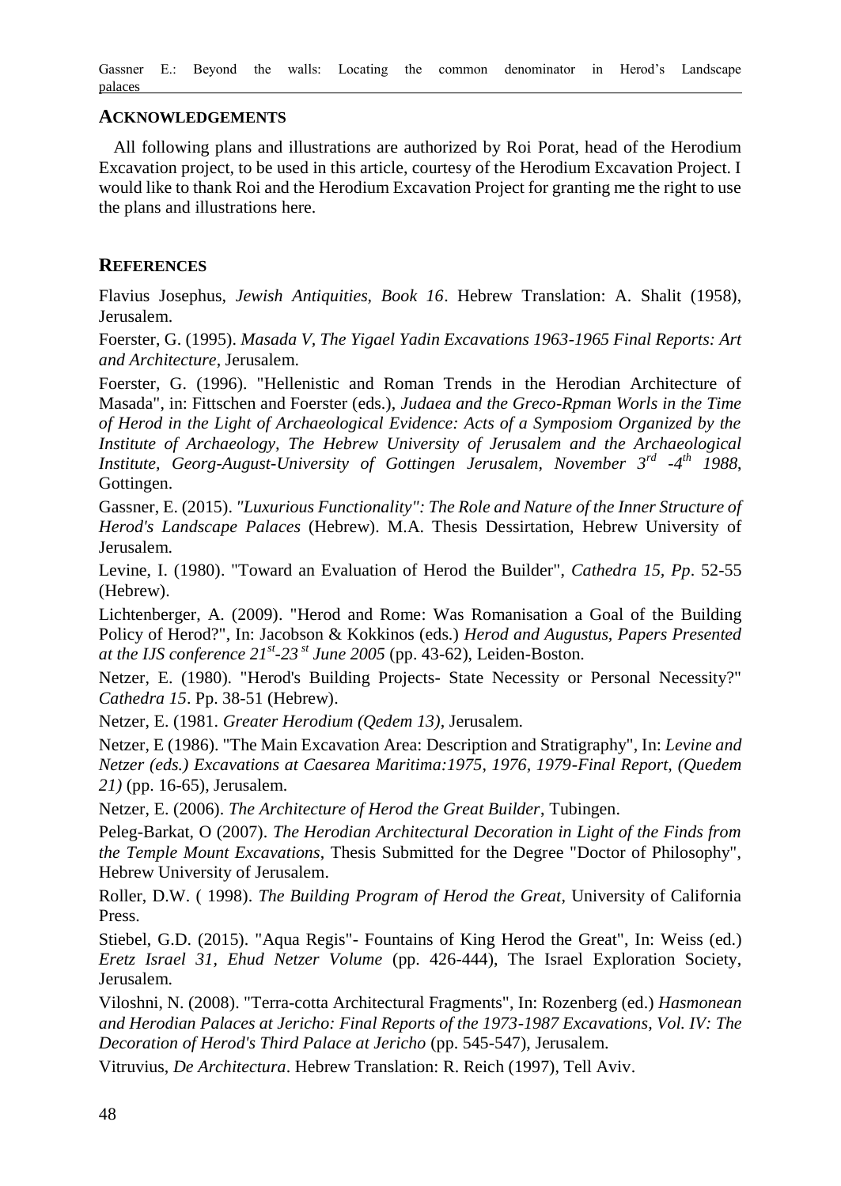## ACKNOWLEDGEMENTS

All following plans and illustrations are authorized by Roi Porat, head of the Herodium Excavation project, to be used in this article, courtesy of the Herodium Excavation Project. I would like to thank Roi and the Herodium Excavation Project for granting me the right to use the plans and illustrations here.

## REFERENCES

Flavius Josephus, *Jewish Antiquities, Book 16*. Hebrew Translation: A. Shalit (1958), Jerusalem.

Foerster, G. (1995). *Masada V, The Yigael Yadin Excavations 1963-1965 Final Reports: Art and Architecture*, Jerusalem.

Foerster, G. (1996). "Hellenistic and Roman Trends in the Herodian Architecture of Masada", in: Fittschen and Foerster (eds.), *Judaea and the Greco-Rpman Worls in the Time of Herod in the Light of Archaeological Evidence: Acts of a Symposiom Organized by the Institute of Archaeology, The Hebrew University of Jerusalem and the Archaeological Institute, Georg-August-University of Gottingen Jerusalem, November 3rd -4th 1988*, Gottingen.

Gassner, E. (2015). *"Luxurious Functionality": The Role and Nature of the Inner Structure of Herod's Landscape Palaces* (Hebrew). M.A. Thesis Dessirtation, Hebrew University of Jerusalem.

Levine, I. (1980). "Toward an Evaluation of Herod the Builder", *Cathedra 15, Pp*. 52-55 (Hebrew).

Lichtenberger, A. (2009). "Herod and Rome: Was Romanisation a Goal of the Building Policy of Herod?", In: Jacobson & Kokkinos (eds.) *Herod and Augustus, Papers Presented at the IJS conference 21st-23 st June 2005* (pp. 43-62), Leiden-Boston.

Netzer, E. (1980). "Herod's Building Projects- State Necessity or Personal Necessity?" *Cathedra 15*. Pp. 38-51 (Hebrew).

Netzer, E. (1981. *Greater Herodium (Qedem 13)*, Jerusalem.

Netzer, E (1986). "The Main Excavation Area: Description and Stratigraphy", In: *Levine and Netzer (eds.) Excavations at Caesarea Maritima:1975, 1976, 1979-Final Report, (Quedem 21)* (pp. 16-65), Jerusalem.

Netzer, E. (2006). *The Architecture of Herod the Great Builder*, Tubingen.

Peleg-Barkat, O (2007). *The Herodian Architectural Decoration in Light of the Finds from the Temple Mount Excavations*, Thesis Submitted for the Degree "Doctor of Philosophy", Hebrew University of Jerusalem.

Roller, D.W. ( 1998). *The Building Program of Herod the Great*, University of California Press.

Stiebel, G.D. (2015). "Aqua Regis"- Fountains of King Herod the Great", In: Weiss (ed.) *Eretz Israel 31, Ehud Netzer Volume* (pp. 426-444), The Israel Exploration Society, Jerusalem.

Viloshni, N. (2008). "Terra-cotta Architectural Fragments", In: Rozenberg (ed.) *Hasmonean and Herodian Palaces at Jericho: Final Reports of the 1973-1987 Excavations, Vol. IV: The Decoration of Herod's Third Palace at Jericho* (pp. 545-547), Jerusalem.

Vitruvius, *De Architectura*. Hebrew Translation: R. Reich (1997), Tell Aviv.